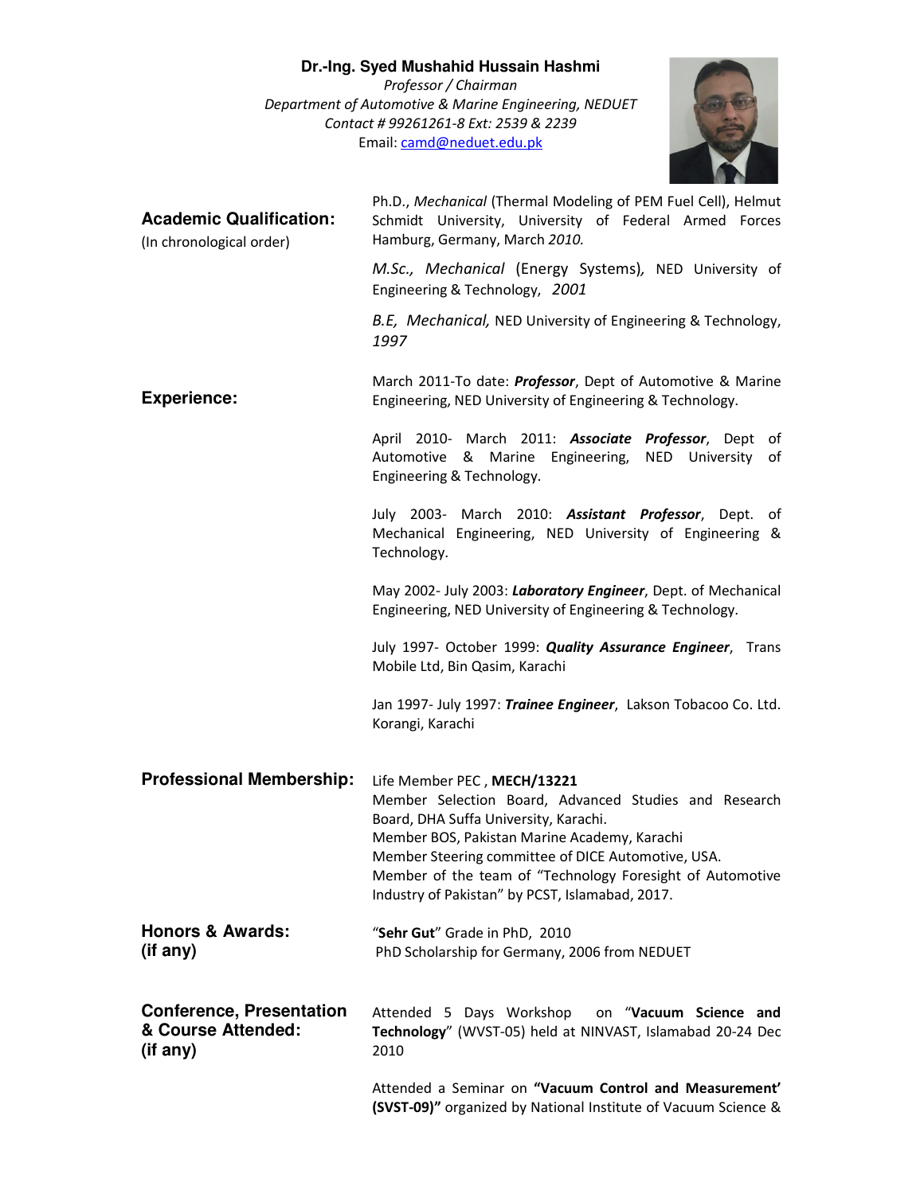# Dr.-Ing. Syed Mushahid Hussain Hashmi

*Professor / Chairman*

*Department of Automotive & Marine Engineering, NEDUET*

*Contact # 99261261-8 Ext: 2539 & 2239*

Email: camd@neduet.edu.pk

## Academic Qualification:
(In chronological order)

Ph.D., *Mechanical* (Thermal Modeling of PEM Fuel Cell), Helmut Schmidt University, University of Federal Armed Forces Hamburg, Germany, March *2010.*

*M.Sc., Mechanical* (Energy Systems)*,* NED University of Engineering & Technology, *2001*

*B.E, Mechanical,* NED University of Engineering & Technology, *1997*

## Experience:

March 2011-To date: ***Professor***, Dept of Automotive & Marine Engineering, NED University of Engineering & Technology.

April 2010- March 2011: ***Associate Professor***, Dept of Automotive & Marine Engineering, NED University of Engineering & Technology.

July 2003- March 2010: ***Assistant Professor***, Dept. of Mechanical Engineering, NED University of Engineering & Technology.

May 2002- July 2003: ***Laboratory Engineer***, Dept. of Mechanical Engineering, NED University of Engineering & Technology.

July 1997- October 1999: ***Quality Assurance Engineer***, Trans Mobile Ltd, Bin Qasim, Karachi

Jan 1997- July 1997: ***Trainee Engineer***, Lakson Tobacoo Co. Ltd. Korangi, Karachi

## Professional Membership:

Life Member PEC , **MECH/13221**

Member Selection Board, Advanced Studies and Research Board, DHA Suffa University, Karachi.

Member BOS, Pakistan Marine Academy, Karachi

Member Steering committee of DICE Automotive, USA.

Member of the team of "Technology Foresight of Automotive Industry of Pakistan" by PCST, Islamabad, 2017.

## Honors & Awards: (if any)

"**Sehr Gut**" Grade in PhD, 2010

PhD Scholarship for Germany, 2006 from NEDUET

## Conference, Presentation & Course Attended: (if any)

Attended 5 Days Workshop on "**Vacuum Science and Technology**" (WVST-05) held at NINVAST, Islamabad 20-24 Dec 2010

Attended a Seminar on **"Vacuum Control and Measurement' (SVST-09)"** organized by National Institute of Vacuum Science &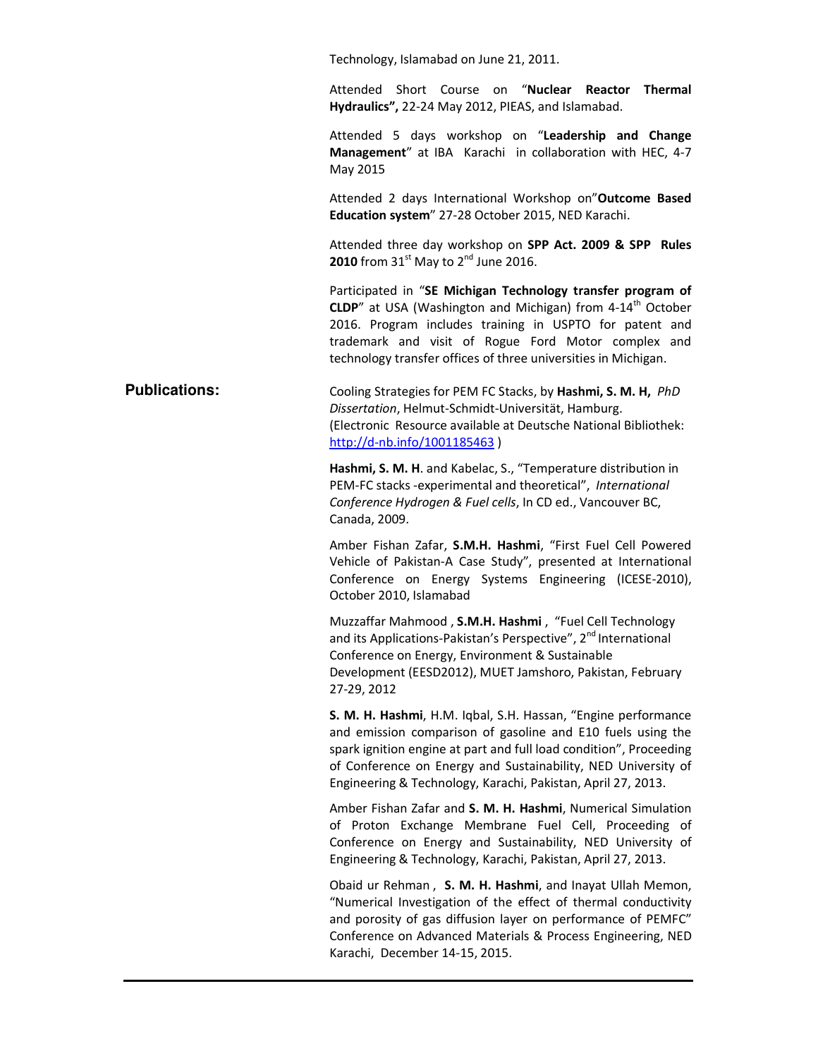Technology, Islamabad on June 21, 2011.

Attended Short Course on "**Nuclear Reactor Thermal Hydraulics",** 22-24 May 2012, PIEAS, and Islamabad.

Attended 5 days workshop on "**Leadership and Change Management**" at IBA Karachi in collaboration with HEC, 4-7 May 2015

Attended 2 days International Workshop on"**Outcome Based Education system**" 27-28 October 2015, NED Karachi.

Attended three day workshop on **SPP Act. 2009 & SPP Rules 2010** from 31st May to 2nd June 2016.

Participated in "**SE Michigan Technology transfer program of CLDP**" at USA (Washington and Michigan) from 4-14th October 2016. Program includes training in USPTO for patent and trademark and visit of Rogue Ford Motor complex and technology transfer offices of three universities in Michigan.

## Publications:

Cooling Strategies for PEM FC Stacks, by **Hashmi, S. M. H,** *PhD Dissertation*, Helmut-Schmidt-Universität, Hamburg. (Electronic Resource available at Deutsche National Bibliothek: http://d-nb.info/1001185463 )

**Hashmi, S. M. H**. and Kabelac, S., "Temperature distribution in PEM-FC stacks -experimental and theoretical", *International Conference Hydrogen & Fuel cells*, In CD ed., Vancouver BC, Canada, 2009.

Amber Fishan Zafar, **S.M.H. Hashmi**, "First Fuel Cell Powered Vehicle of Pakistan-A Case Study", presented at International Conference on Energy Systems Engineering (ICESE-2010), October 2010, Islamabad

Muzzaffar Mahmood , **S.M.H. Hashmi** , "Fuel Cell Technology and its Applications-Pakistan's Perspective", 2nd International Conference on Energy, Environment & Sustainable Development (EESD2012), MUET Jamshoro, Pakistan, February 27-29, 2012

**S. M. H. Hashmi**, H.M. Iqbal, S.H. Hassan, "Engine performance and emission comparison of gasoline and E10 fuels using the spark ignition engine at part and full load condition", Proceeding of Conference on Energy and Sustainability, NED University of Engineering & Technology, Karachi, Pakistan, April 27, 2013.

Amber Fishan Zafar and **S. M. H. Hashmi**, Numerical Simulation of Proton Exchange Membrane Fuel Cell, Proceeding of Conference on Energy and Sustainability, NED University of Engineering & Technology, Karachi, Pakistan, April 27, 2013.

Obaid ur Rehman , **S. M. H. Hashmi**, and Inayat Ullah Memon, "Numerical Investigation of the effect of thermal conductivity and porosity of gas diffusion layer on performance of PEMFC" Conference on Advanced Materials & Process Engineering, NED Karachi, December 14-15, 2015.